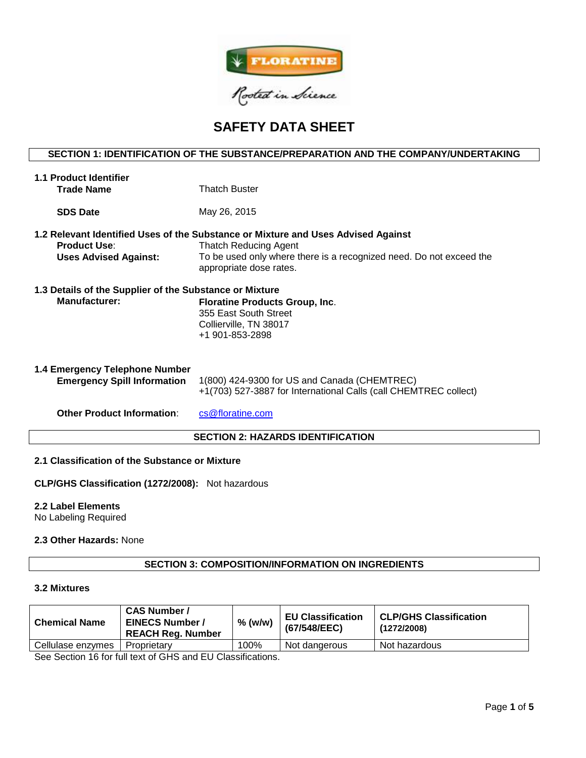FLORATINE

Rooted in Science

# SAFETY DATA SHEET

## SECTION 1: IDENTIFICATION OF THE SUBSTANCE/PREPARATION AND THE COMPANY/UNDERTAKING

**1.1 Product Identifier**

**Trade Name** Thatch Buster

**SDS Date** May 26, 2015

**1.2 Relevant Identified Uses of the Substance or Mixture and Uses Advised Against**

**Product Use**: Thatch Reducing Agent

**Uses Advised Against:** To be used only where there is a recognized need. Do not exceed the appropriate dose rates.

**1.3 Details of the Supplier of the Substance or Mixture**

**Manufacturer:** **Floratine Products Group, Inc**.
355 East South Street
Collierville, TN 38017
+1 901-853-2898

**1.4 Emergency Telephone Number**

**Emergency Spill Information** 1(800) 424-9300 for US and Canada (CHEMTREC)
+1(703) 527-3887 for International Calls (call CHEMTREC collect)

**Other Product Information**: cs@floratine.com

## SECTION 2: HAZARDS IDENTIFICATION

**2.1 Classification of the Substance or Mixture**

**CLP/GHS Classification (1272/2008):** Not hazardous

**2.2 Label Elements**

No Labeling Required

**2.3 Other Hazards:** None

## SECTION 3: COMPOSITION/INFORMATION ON INGREDIENTS

**3.2 Mixtures**

| Chemical Name | CAS Number / EINECS Number / REACH Reg. Number | % (w/w) | EU Classification (67/548/EEC) | CLP/GHS Classification (1272/2008) |
|---|---|---|---|---|
| Cellulase enzymes | Proprietary | 100% | Not dangerous | Not hazardous |

See Section 16 for full text of GHS and EU Classifications.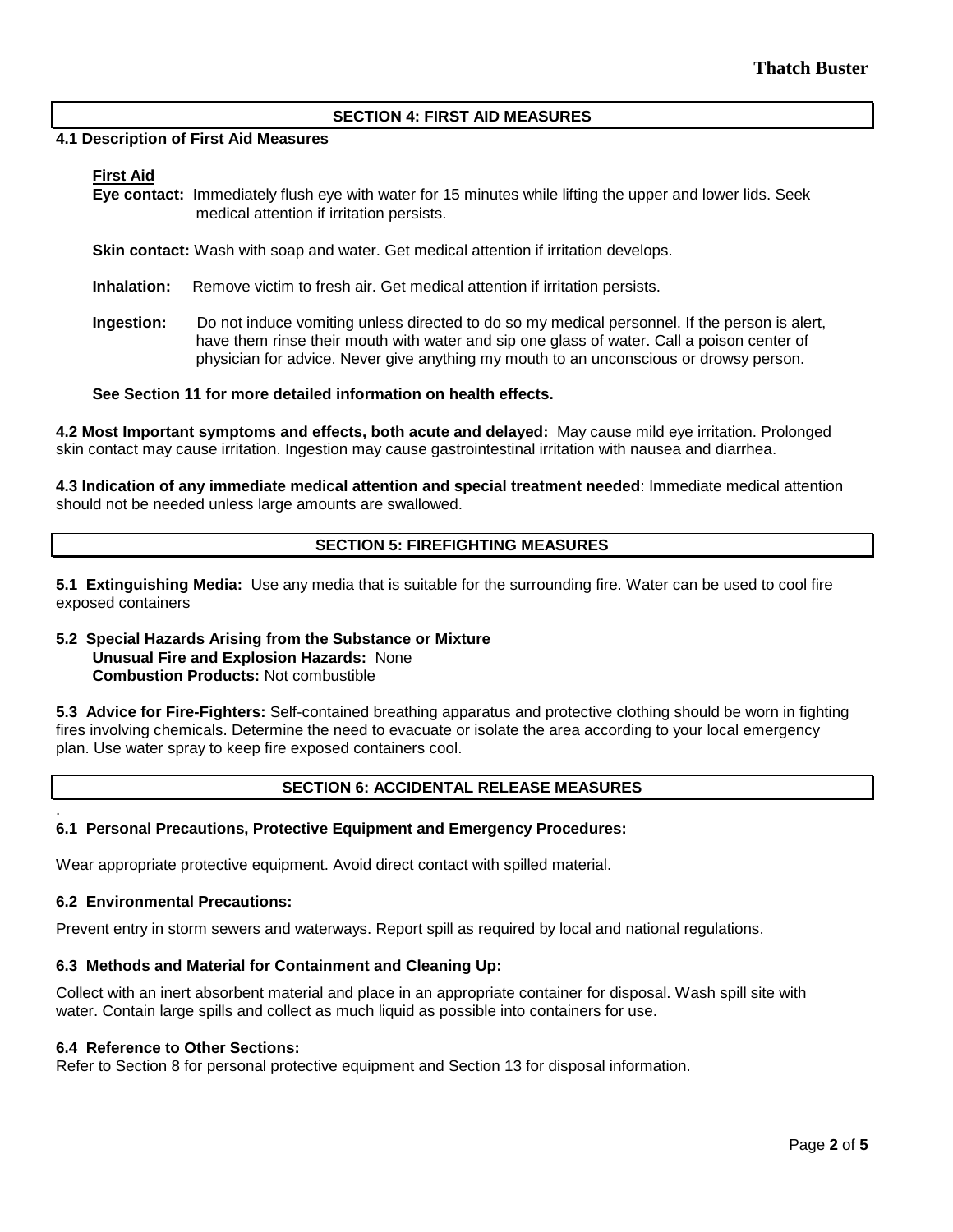## SECTION 4: FIRST AID MEASURES

**4.1 Description of First Aid Measures**

**First Aid**

**Eye contact:** Immediately flush eye with water for 15 minutes while lifting the upper and lower lids. Seek medical attention if irritation persists.

**Skin contact:** Wash with soap and water. Get medical attention if irritation develops.

**Inhalation:** Remove victim to fresh air. Get medical attention if irritation persists.

**Ingestion:** Do not induce vomiting unless directed to do so my medical personnel. If the person is alert, have them rinse their mouth with water and sip one glass of water. Call a poison center of physician for advice. Never give anything my mouth to an unconscious or drowsy person.

**See Section 11 for more detailed information on health effects.**

**4.2 Most Important symptoms and effects, both acute and delayed:** May cause mild eye irritation. Prolonged skin contact may cause irritation. Ingestion may cause gastrointestinal irritation with nausea and diarrhea.

**4.3 Indication of any immediate medical attention and special treatment needed**: Immediate medical attention should not be needed unless large amounts are swallowed.

## SECTION 5: FIREFIGHTING MEASURES

**5.1 Extinguishing Media:** Use any media that is suitable for the surrounding fire. Water can be used to cool fire exposed containers

**5.2 Special Hazards Arising from the Substance or Mixture**
**Unusual Fire and Explosion Hazards:** None
**Combustion Products:** Not combustible

**5.3 Advice for Fire-Fighters:** Self-contained breathing apparatus and protective clothing should be worn in fighting fires involving chemicals. Determine the need to evacuate or isolate the area according to your local emergency plan. Use water spray to keep fire exposed containers cool.

## SECTION 6: ACCIDENTAL RELEASE MEASURES

### 6.1 Personal Precautions, Protective Equipment and Emergency Procedures:

Wear appropriate protective equipment. Avoid direct contact with spilled material.

### 6.2 Environmental Precautions:

Prevent entry in storm sewers and waterways. Report spill as required by local and national regulations.

### 6.3 Methods and Material for Containment and Cleaning Up:

Collect with an inert absorbent material and place in an appropriate container for disposal. Wash spill site with water. Contain large spills and collect as much liquid as possible into containers for use.

### 6.4 Reference to Other Sections:

Refer to Section 8 for personal protective equipment and Section 13 for disposal information.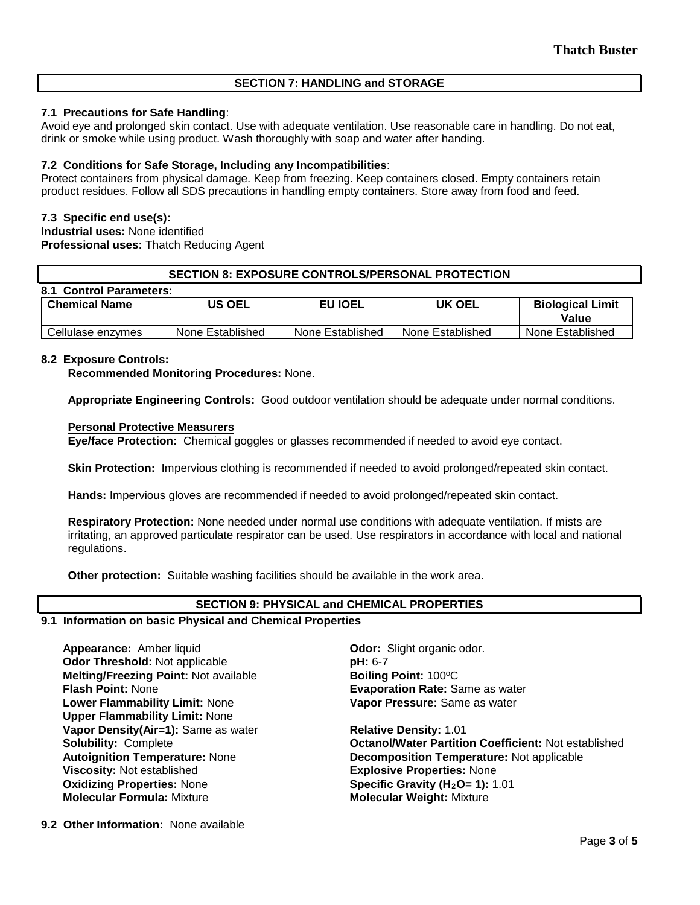## SECTION 7: HANDLING and STORAGE

**7.1 Precautions for Safe Handling**:
Avoid eye and prolonged skin contact. Use with adequate ventilation. Use reasonable care in handling. Do not eat, drink or smoke while using product. Wash thoroughly with soap and water after handing.

**7.2 Conditions for Safe Storage, Including any Incompatibilities**:
Protect containers from physical damage. Keep from freezing. Keep containers closed. Empty containers retain product residues. Follow all SDS precautions in handling empty containers. Store away from food and feed.

**7.3 Specific end use(s):**
**Industrial uses:** None identified
**Professional uses:** Thatch Reducing Agent

## SECTION 8: EXPOSURE CONTROLS/PERSONAL PROTECTION

**8.1 Control Parameters:**

| Chemical Name | US OEL | EU IOEL | UK OEL | Biological Limit Value |
|---|---|---|---|---|
| Cellulase enzymes | None Established | None Established | None Established | None Established |

**8.2 Exposure Controls:**

**Recommended Monitoring Procedures:** None.

**Appropriate Engineering Controls:** Good outdoor ventilation should be adequate under normal conditions.

**Personal Protective Measurers**

**Eye/face Protection:** Chemical goggles or glasses recommended if needed to avoid eye contact.

**Skin Protection:** Impervious clothing is recommended if needed to avoid prolonged/repeated skin contact.

**Hands:** Impervious gloves are recommended if needed to avoid prolonged/repeated skin contact.

**Respiratory Protection:** None needed under normal use conditions with adequate ventilation. If mists are irritating, an approved particulate respirator can be used. Use respirators in accordance with local and national regulations.

**Other protection:** Suitable washing facilities should be available in the work area.

## SECTION 9: PHYSICAL and CHEMICAL PROPERTIES

**9.1 Information on basic Physical and Chemical Properties**

**Appearance:** Amber liquid
**Odor Threshold:** Not applicable
**Melting/Freezing Point:** Not available
**Flash Point:** None
**Lower Flammability Limit:** None
**Upper Flammability Limit:** None
**Vapor Density(Air=1):** Same as water
**Solubility:** Complete
**Autoignition Temperature:** None
**Viscosity:** Not established
**Oxidizing Properties:** None
**Molecular Formula:** Mixture

**Odor:** Slight organic odor.
**pH:** 6-7
**Boiling Point:** 100ºC
**Evaporation Rate:** Same as water
**Vapor Pressure:** Same as water

**Relative Density:** 1.01
**Octanol/Water Partition Coefficient:** Not established
**Decomposition Temperature:** Not applicable
**Explosive Properties:** None
**Specific Gravity ($H_2O$= 1):** 1.01
**Molecular Weight:** Mixture

**9.2 Other Information:** None available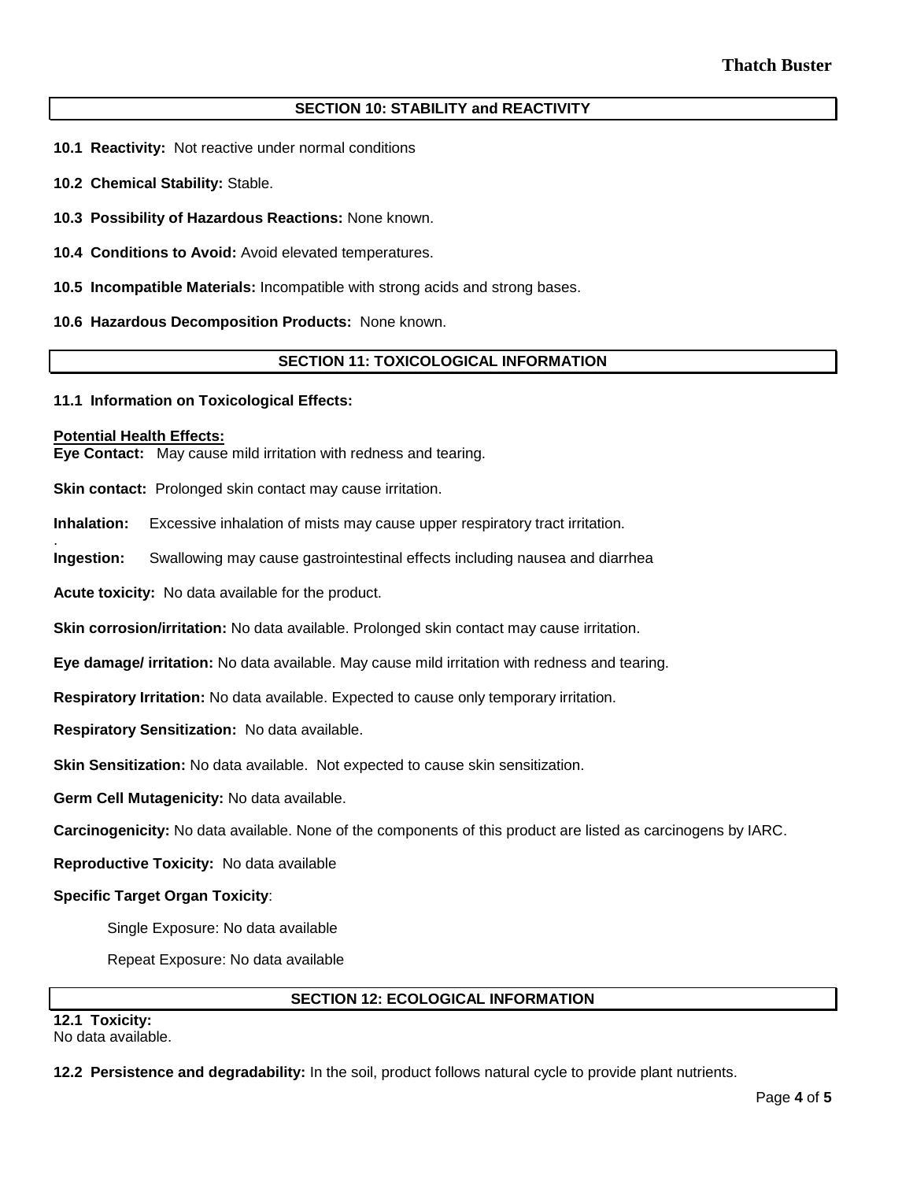## SECTION 10: STABILITY and REACTIVITY

**10.1 Reactivity:** Not reactive under normal conditions

**10.2 Chemical Stability:** Stable.

**10.3 Possibility of Hazardous Reactions:** None known.

**10.4 Conditions to Avoid:** Avoid elevated temperatures.

**10.5 Incompatible Materials:** Incompatible with strong acids and strong bases.

**10.6 Hazardous Decomposition Products:** None known.

## SECTION 11: TOXICOLOGICAL INFORMATION

**11.1 Information on Toxicological Effects:**

**Potential Health Effects:**

**Eye Contact:** May cause mild irritation with redness and tearing.

**Skin contact:** Prolonged skin contact may cause irritation.

**Inhalation:** Excessive inhalation of mists may cause upper respiratory tract irritation.

**Ingestion:** Swallowing may cause gastrointestinal effects including nausea and diarrhea

**Acute toxicity:** No data available for the product.

**Skin corrosion/irritation:** No data available. Prolonged skin contact may cause irritation.

**Eye damage/ irritation:** No data available. May cause mild irritation with redness and tearing.

**Respiratory Irritation:** No data available. Expected to cause only temporary irritation.

**Respiratory Sensitization:** No data available.

**Skin Sensitization:** No data available. Not expected to cause skin sensitization.

**Germ Cell Mutagenicity:** No data available.

**Carcinogenicity:** No data available. None of the components of this product are listed as carcinogens by IARC.

**Reproductive Toxicity:** No data available

**Specific Target Organ Toxicity**:

Single Exposure: No data available

Repeat Exposure: No data available

## SECTION 12: ECOLOGICAL INFORMATION

**12.1 Toxicity:**
No data available.

**12.2 Persistence and degradability:** In the soil, product follows natural cycle to provide plant nutrients.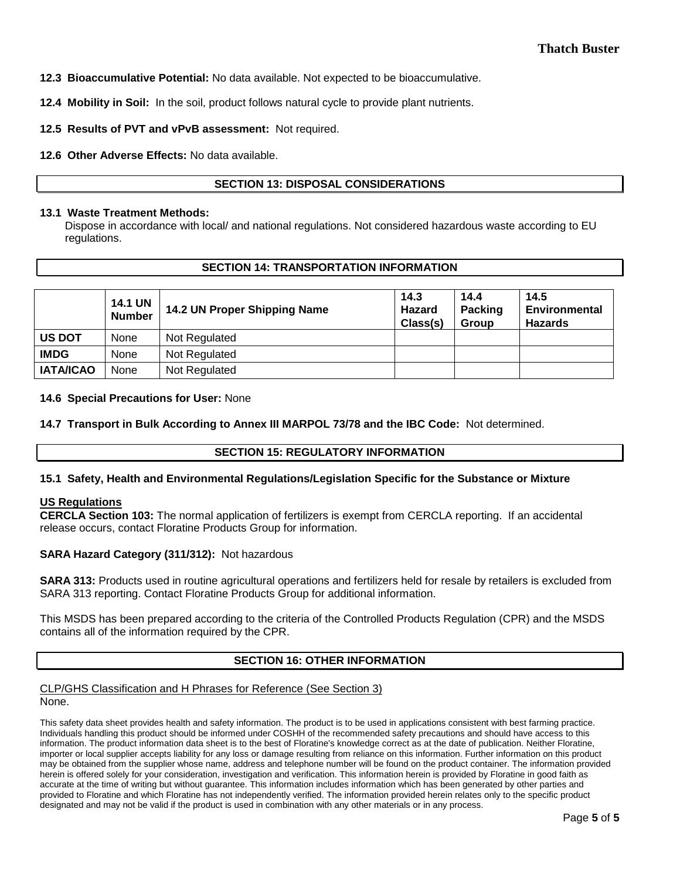**12.3 Bioaccumulative Potential:** No data available. Not expected to be bioaccumulative.

**12.4 Mobility in Soil:** In the soil, product follows natural cycle to provide plant nutrients.

**12.5 Results of PVT and vPvB assessment:** Not required.

**12.6 Other Adverse Effects:** No data available.

## SECTION 13: DISPOSAL CONSIDERATIONS

**13.1 Waste Treatment Methods:**

Dispose in accordance with local/ and national regulations. Not considered hazardous waste according to EU regulations.

## SECTION 14: TRANSPORTATION INFORMATION

| | 14.1 UN Number | 14.2 UN Proper Shipping Name | 14.3 Hazard Class(s) | 14.4 Packing Group | 14.5 Environmental Hazards |
|---|---|---|---|---|---|
| **US DOT** | None | Not Regulated | | | |
| **IMDG** | None | Not Regulated | | | |
| **IATA/ICAO** | None | Not Regulated | | | |

**14.6 Special Precautions for User:** None

**14.7 Transport in Bulk According to Annex III MARPOL 73/78 and the IBC Code:** Not determined.

## SECTION 15: REGULATORY INFORMATION

**15.1 Safety, Health and Environmental Regulations/Legislation Specific for the Substance or Mixture**

**US Regulations**

**CERCLA Section 103:** The normal application of fertilizers is exempt from CERCLA reporting. If an accidental release occurs, contact Floratine Products Group for information.

**SARA Hazard Category (311/312):** Not hazardous

**SARA 313:** Products used in routine agricultural operations and fertilizers held for resale by retailers is excluded from SARA 313 reporting. Contact Floratine Products Group for additional information.

This MSDS has been prepared according to the criteria of the Controlled Products Regulation (CPR) and the MSDS contains all of the information required by the CPR.

## SECTION 16: OTHER INFORMATION

CLP/GHS Classification and H Phrases for Reference (See Section 3)
None.

This safety data sheet provides health and safety information. The product is to be used in applications consistent with best farming practice. Individuals handling this product should be informed under COSHH of the recommended safety precautions and should have access to this information. The product information data sheet is to the best of Floratine's knowledge correct as at the date of publication. Neither Floratine, importer or local supplier accepts liability for any loss or damage resulting from reliance on this information. Further information on this product may be obtained from the supplier whose name, address and telephone number will be found on the product container. The information provided herein is offered solely for your consideration, investigation and verification. This information herein is provided by Floratine in good faith as accurate at the time of writing but without guarantee. This information includes information which has been generated by other parties and provided to Floratine and which Floratine has not independently verified. The information provided herein relates only to the specific product designated and may not be valid if the product is used in combination with any other materials or in any process.